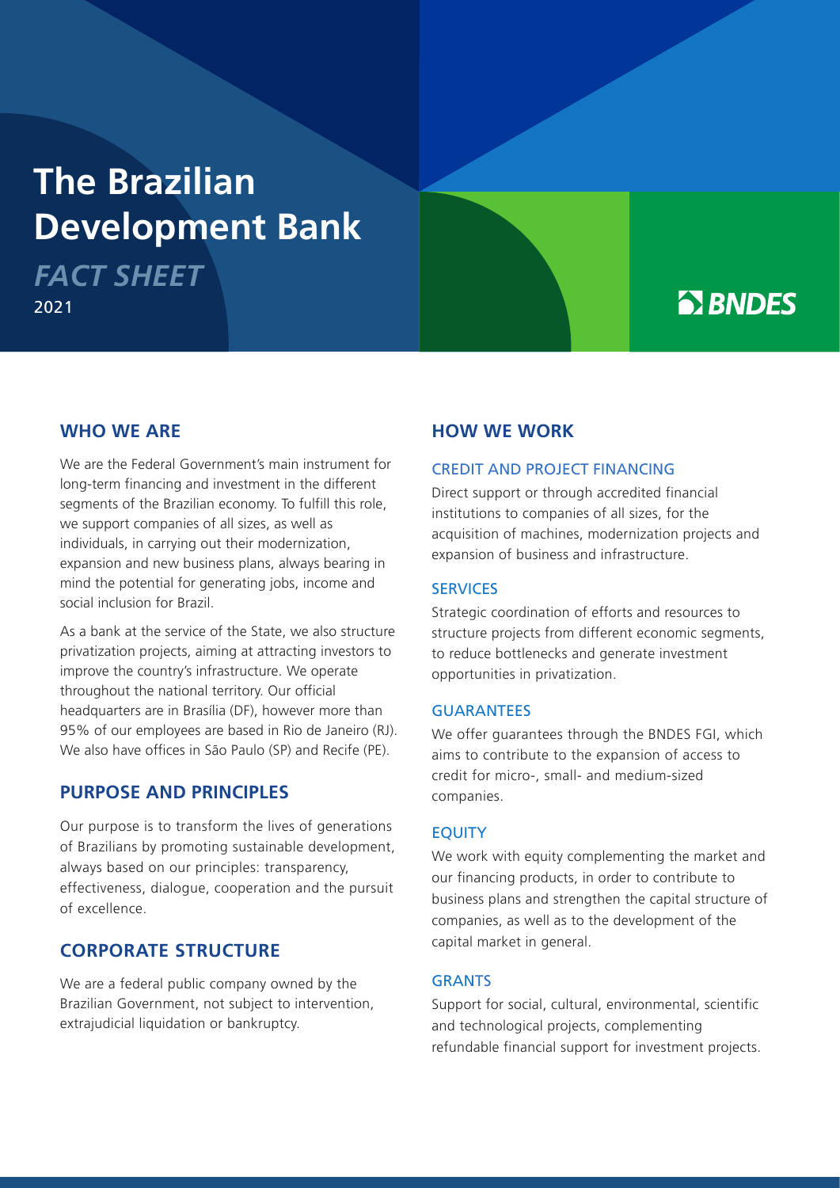# The Brazilian Development Bank

***FACT SHEET***

2021

BNDES

## WHO WE ARE

We are the Federal Government's main instrument for long-term financing and investment in the different segments of the Brazilian economy. To fulfill this role, we support companies of all sizes, as well as individuals, in carrying out their modernization, expansion and new business plans, always bearing in mind the potential for generating jobs, income and social inclusion for Brazil.

As a bank at the service of the State, we also structure privatization projects, aiming at attracting investors to improve the country's infrastructure. We operate throughout the national territory. Our official headquarters are in Brasília (DF), however more than 95% of our employees are based in Rio de Janeiro (RJ). We also have offices in São Paulo (SP) and Recife (PE).

## PURPOSE AND PRINCIPLES

Our purpose is to transform the lives of generations of Brazilians by promoting sustainable development, always based on our principles: transparency, effectiveness, dialogue, cooperation and the pursuit of excellence.

## CORPORATE STRUCTURE

We are a federal public company owned by the Brazilian Government, not subject to intervention, extrajudicial liquidation or bankruptcy.

## HOW WE WORK

### CREDIT AND PROJECT FINANCING

Direct support or through accredited financial institutions to companies of all sizes, for the acquisition of machines, modernization projects and expansion of business and infrastructure.

### SERVICES

Strategic coordination of efforts and resources to structure projects from different economic segments, to reduce bottlenecks and generate investment opportunities in privatization.

### GUARANTEES

We offer guarantees through the BNDES FGI, which aims to contribute to the expansion of access to credit for micro-, small- and medium-sized companies.

### EQUITY

We work with equity complementing the market and our financing products, in order to contribute to business plans and strengthen the capital structure of companies, as well as to the development of the capital market in general.

### GRANTS

Support for social, cultural, environmental, scientific and technological projects, complementing refundable financial support for investment projects.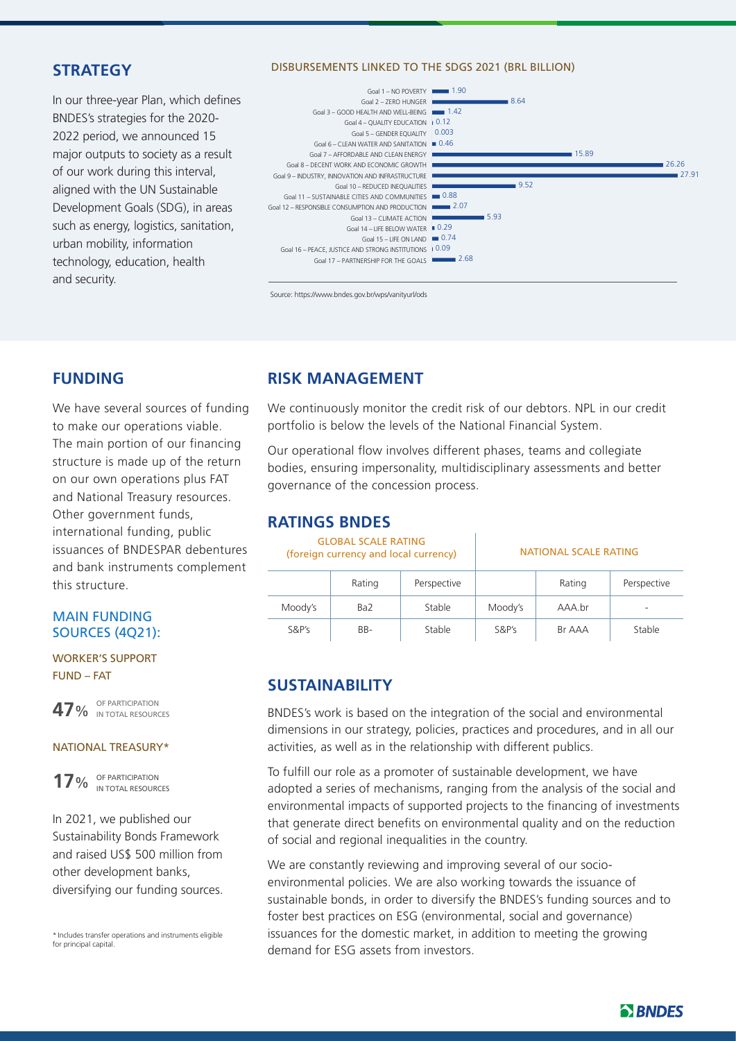## STRATEGY

In our three-year Plan, which defines BNDES's strategies for the 2020-2022 period, we announced 15 major outputs to society as a result of our work during this interval, aligned with the UN Sustainable Development Goals (SDG), in areas such as energy, logistics, sanitation, urban mobility, information technology, education, health and security.

### DISBURSEMENTS LINKED TO THE SDGS 2021 (BRL BILLION)

| Goal | BRL billion |
|---|---|
| Goal 1 – NO POVERTY | 1.90 |
| Goal 2 – ZERO HUNGER | 8.64 |
| Goal 3 – GOOD HEALTH AND WELL-BEING | 1.42 |
| Goal 4 – QUALITY EDUCATION | 0.12 |
| Goal 5 – GENDER EQUALITY | 0.003 |
| Goal 6 – CLEAN WATER AND SANITATION | 0.46 |
| Goal 7 – AFFORDABLE AND CLEAN ENERGY | 15.89 |
| Goal 8 – DECENT WORK AND ECONOMIC GROWTH | 26.26 |
| Goal 9 – INDUSTRY, INNOVATION AND INFRASTRUCTURE | 27.91 |
| Goal 10 – REDUCED INEQUALITIES | 9.52 |
| Goal 11 – SUSTAINABLE CITIES AND COMMUNITIES | 0.88 |
| Goal 12 – RESPONSIBLE CONSUMPTION AND PRODUCTION | 2.07 |
| Goal 13 – CLIMATE ACTION | 5.93 |
| Goal 14 – LIFE BELOW WATER | 0.29 |
| Goal 15 – LIFE ON LAND | 0.74 |
| Goal 16 – PEACE, JUSTICE AND STRONG INSTITUTIONS | 0.09 |
| Goal 17 – PARTNERSHIP FOR THE GOALS | 2.68 |

Source: https://www.bndes.gov.br/wps/vanityurl/ods

## FUNDING

We have several sources of funding to make our operations viable. The main portion of our financing structure is made up of the return on our own operations plus FAT and National Treasury resources. Other government funds, international funding, public issuances of BNDESPAR debentures and bank instruments complement this structure.

### MAIN FUNDING SOURCES (4Q21):

WORKER'S SUPPORT FUND – FAT

**47%** OF PARTICIPATION IN TOTAL RESOURCES

NATIONAL TREASURY*

**17%** OF PARTICIPATION IN TOTAL RESOURCES

In 2021, we published our Sustainability Bonds Framework and raised US$ 500 million from other development banks, diversifying our funding sources.

\* Includes transfer operations and instruments eligible for principal capital.

## RISK MANAGEMENT

We continuously monitor the credit risk of our debtors. NPL in our credit portfolio is below the levels of the National Financial System.

Our operational flow involves different phases, teams and collegiate bodies, ensuring impersonality, multidisciplinary assessments and better governance of the concession process.

## RATINGS BNDES

| GLOBAL SCALE RATING (foreign currency and local currency) | | | NATIONAL SCALE RATING | | |
|---|---|---|---|---|---|
| | Rating | Perspective | | Rating | Perspective |
| Moody's | Ba2 | Stable | Moody's | AAA.br | - |
| S&P's | BB- | Stable | S&P's | Br AAA | Stable |

## SUSTAINABILITY

BNDES's work is based on the integration of the social and environmental dimensions in our strategy, policies, practices and procedures, and in all our activities, as well as in the relationship with different publics.

To fulfill our role as a promoter of sustainable development, we have adopted a series of mechanisms, ranging from the analysis of the social and environmental impacts of supported projects to the financing of investments that generate direct benefits on environmental quality and on the reduction of social and regional inequalities in the country.

We are constantly reviewing and improving several of our socio-environmental policies. We are also working towards the issuance of sustainable bonds, in order to diversify the BNDES's funding sources and to foster best practices on ESG (environmental, social and governance) issuances for the domestic market, in addition to meeting the growing demand for ESG assets from investors.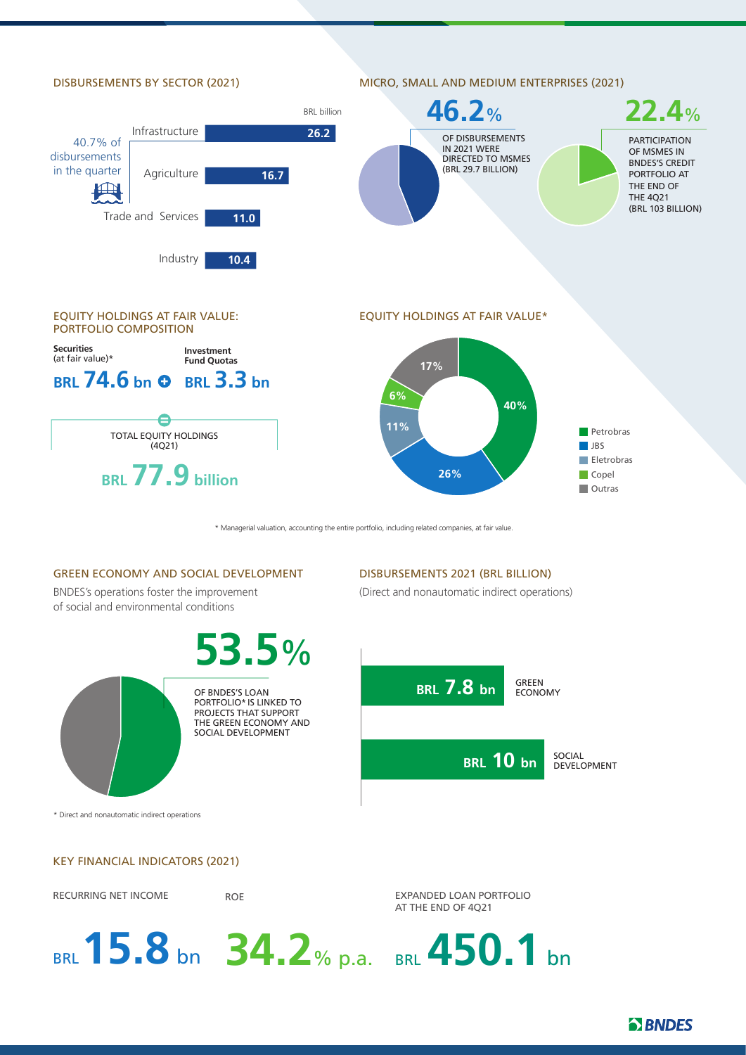## DISBURSEMENTS BY SECTOR (2021)

BRL billion

40.7% of disbursements in the quarter

| Sector | BRL billion |
|---|---|
| Infrastructure | 26.2 |
| Agriculture | 16.7 |
| Trade and Services | 11.0 |
| Industry | 10.4 |

## MICRO, SMALL AND MEDIUM ENTERPRISES (2021)

**46.2%** OF DISBURSEMENTS IN 2021 WERE DIRECTED TO MSMES (BRL 29.7 BILLION)

**22.4%** PARTICIPATION OF MSMES IN BNDES'S CREDIT PORTFOLIO AT THE END OF THE 4Q21 (BRL 103 BILLION)

## EQUITY HOLDINGS AT FAIR VALUE: PORTFOLIO COMPOSITION

**Securities** (at fair value)*

**BRL 74.6 bn** +

**Investment Fund Quotas**

**BRL 3.3 bn**

=

TOTAL EQUITY HOLDINGS (4Q21)

**BRL 77.9 billion**

## EQUITY HOLDINGS AT FAIR VALUE*

| Company | % |
|---|---|
| Petrobras | 40% |
| JBS | 26% |
| Eletrobras | 11% |
| Copel | 6% |
| Outras | 17% |

\* Managerial valuation, accounting the entire portfolio, including related companies, at fair value.

## GREEN ECONOMY AND SOCIAL DEVELOPMENT

BNDES's operations foster the improvement of social and environmental conditions

**53.5%** OF BNDES'S LOAN PORTFOLIO* IS LINKED TO PROJECTS THAT SUPPORT THE GREEN ECONOMY AND SOCIAL DEVELOPMENT

\* Direct and nonautomatic indirect operations

## DISBURSEMENTS 2021 (BRL BILLION)

(Direct and nonautomatic indirect operations)

| Category | Amount |
|---|---|
| GREEN ECONOMY | BRL 7.8 bn |
| SOCIAL DEVELOPMENT | BRL 10 bn |

## KEY FINANCIAL INDICATORS (2021)

| RECURRING NET INCOME | ROE | EXPANDED LOAN PORTFOLIO AT THE END OF 4Q21 |
|---|---|---|
| BRL 15.8 bn | 34.2% p.a. | BRL 450.1 bn |

BNDES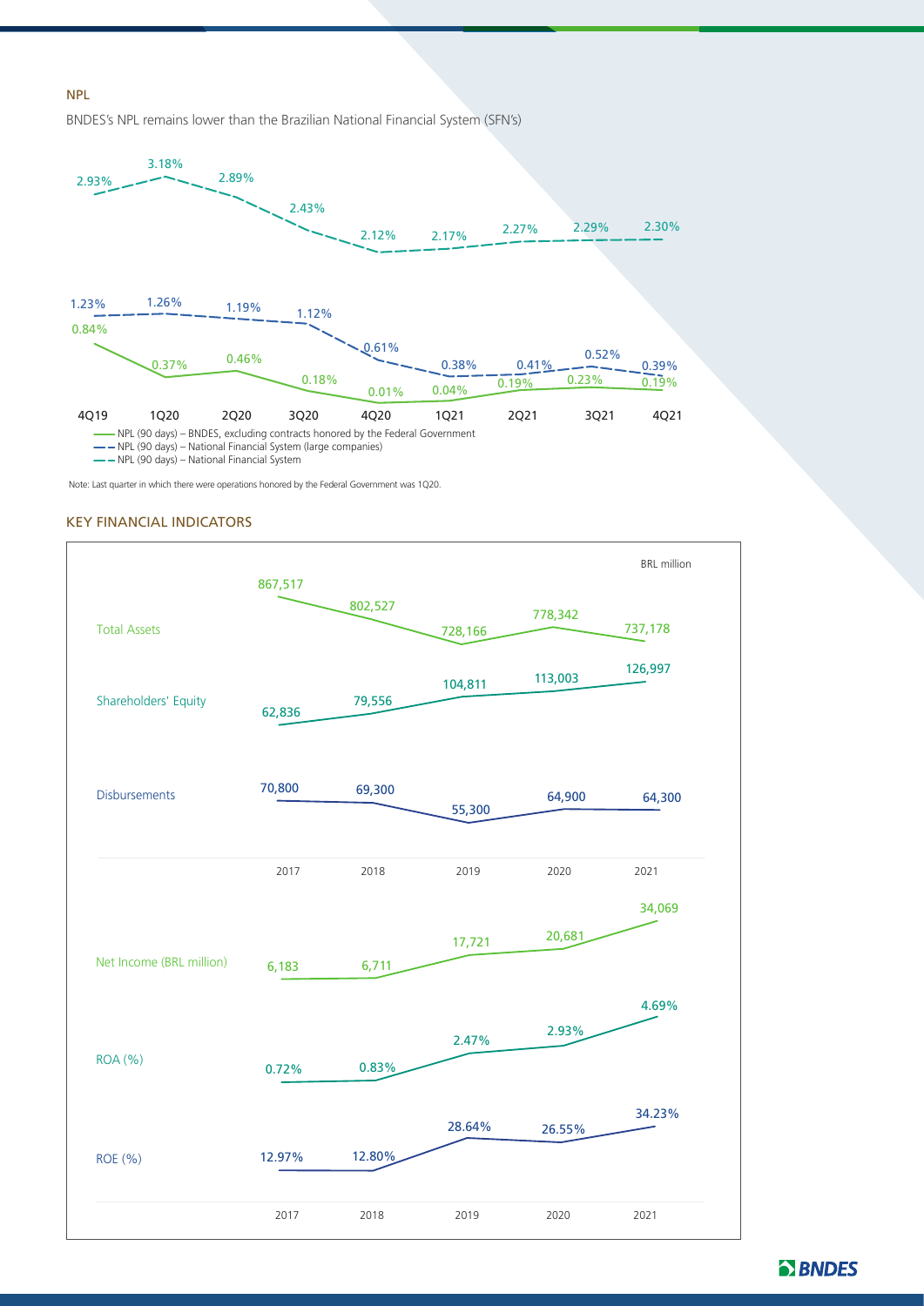## NPL

BNDES's NPL remains lower than the Brazilian National Financial System (SFN's)

| | 4Q19 | 1Q20 | 2Q20 | 3Q20 | 4Q20 | 1Q21 | 2Q21 | 3Q21 | 4Q21 |
|---|---|---|---|---|---|---|---|---|---|
| NPL (90 days) – BNDES, excluding contracts honored by the Federal Government | 0.84% | 0.37% | 0.46% | 0.18% | 0.01% | 0.04% | 0.19% | 0.23% | 0.19% |
| NPL (90 days) – National Financial System (large companies) | 1.23% | 1.26% | 1.19% | 1.12% | 0.61% | 0.38% | 0.41% | 0.52% | 0.39% |
| NPL (90 days) – National Financial System | 2.93% | 3.18% | 2.89% | 2.43% | 2.12% | 2.17% | 2.27% | 2.29% | 2.30% |

Note: Last quarter in which there were operations honored by the Federal Government was 1Q20.

## KEY FINANCIAL INDICATORS

BRL million

| | 2017 | 2018 | 2019 | 2020 | 2021 |
|---|---|---|---|---|---|
| Total Assets | 867,517 | 802,527 | 728,166 | 778,342 | 737,178 |
| Shareholders' Equity | 62,836 | 79,556 | 104,811 | 113,003 | 126,997 |
| Disbursements | 70,800 | 69,300 | 55,300 | 64,900 | 64,300 |
| Net Income (BRL million) | 6,183 | 6,711 | 17,721 | 20,681 | 34,069 |
| ROA (%) | 0.72% | 0.83% | 2.47% | 2.93% | 4.69% |
| ROE (%) | 12.97% | 12.80% | 28.64% | 26.55% | 34.23% |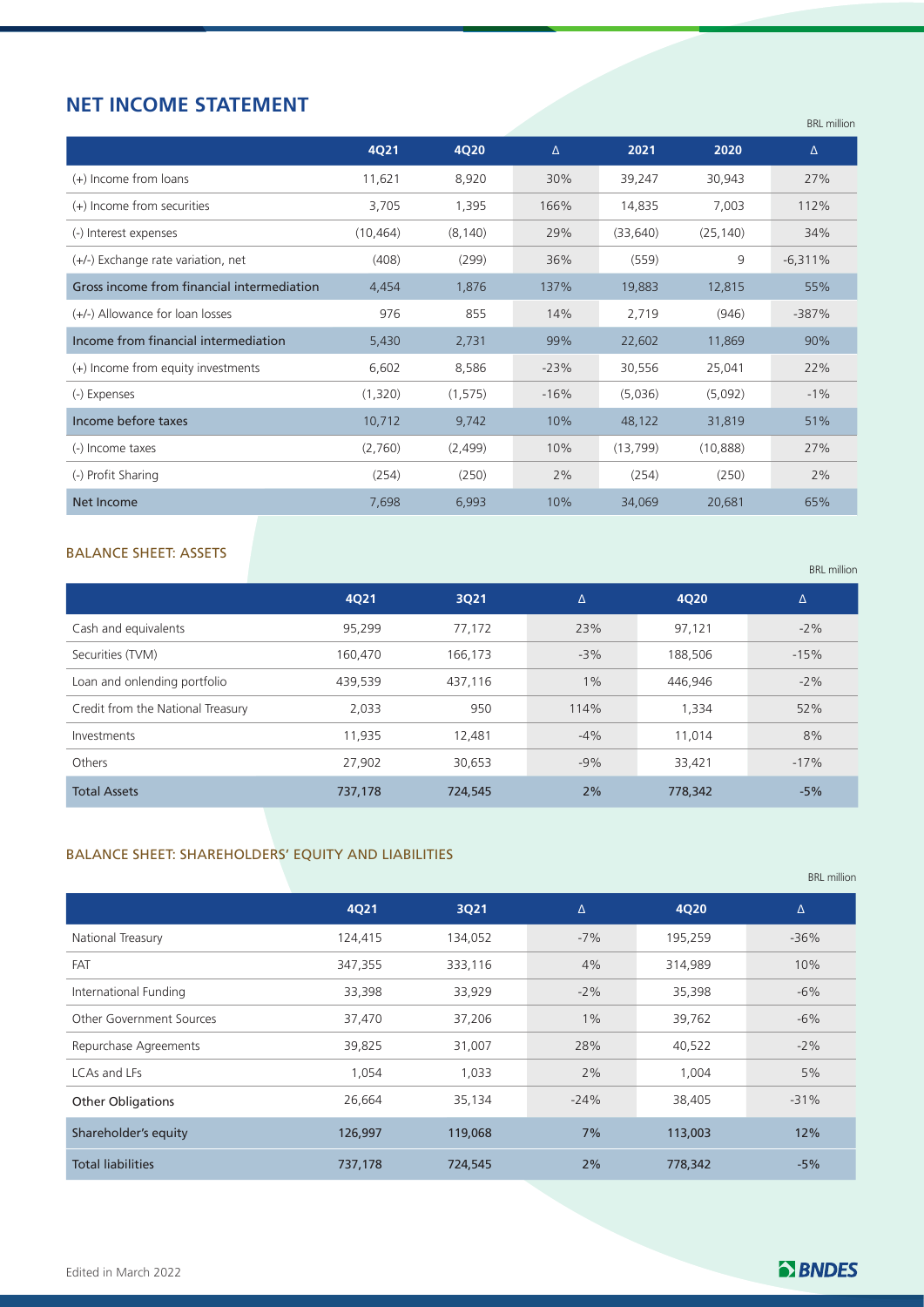## NET INCOME STATEMENT

BRL million

| | 4Q21 | 4Q20 | Δ | 2021 | 2020 | Δ |
|---|---|---|---|---|---|---|
| (+) Income from loans | 11,621 | 8,920 | 30% | 39,247 | 30,943 | 27% |
| (+) Income from securities | 3,705 | 1,395 | 166% | 14,835 | 7,003 | 112% |
| (-) Interest expenses | (10,464) | (8,140) | 29% | (33,640) | (25,140) | 34% |
| (+/-) Exchange rate variation, net | (408) | (299) | 36% | (559) | 9 | -6,311% |
| Gross income from financial intermediation | 4,454 | 1,876 | 137% | 19,883 | 12,815 | 55% |
| (+/-) Allowance for loan losses | 976 | 855 | 14% | 2,719 | (946) | -387% |
| Income from financial intermediation | 5,430 | 2,731 | 99% | 22,602 | 11,869 | 90% |
| (+) Income from equity investments | 6,602 | 8,586 | -23% | 30,556 | 25,041 | 22% |
| (-) Expenses | (1,320) | (1,575) | -16% | (5,036) | (5,092) | -1% |
| Income before taxes | 10,712 | 9,742 | 10% | 48,122 | 31,819 | 51% |
| (-) Income taxes | (2,760) | (2,499) | 10% | (13,799) | (10,888) | 27% |
| (-) Profit Sharing | (254) | (250) | 2% | (254) | (250) | 2% |
| Net Income | 7,698 | 6,993 | 10% | 34,069 | 20,681 | 65% |

### BALANCE SHEET: ASSETS

BRL million

| | 4Q21 | 3Q21 | Δ | 4Q20 | Δ |
|---|---|---|---|---|---|
| Cash and equivalents | 95,299 | 77,172 | 23% | 97,121 | -2% |
| Securities (TVM) | 160,470 | 166,173 | -3% | 188,506 | -15% |
| Loan and onlending portfolio | 439,539 | 437,116 | 1% | 446,946 | -2% |
| Credit from the National Treasury | 2,033 | 950 | 114% | 1,334 | 52% |
| Investments | 11,935 | 12,481 | -4% | 11,014 | 8% |
| Others | 27,902 | 30,653 | -9% | 33,421 | -17% |
| **Total Assets** | **737,178** | **724,545** | **2%** | **778,342** | **-5%** |

### BALANCE SHEET: SHAREHOLDERS' EQUITY AND LIABILITIES

BRL million

| | 4Q21 | 3Q21 | Δ | 4Q20 | Δ |
|---|---|---|---|---|---|
| National Treasury | 124,415 | 134,052 | -7% | 195,259 | -36% |
| FAT | 347,355 | 333,116 | 4% | 314,989 | 10% |
| International Funding | 33,398 | 33,929 | -2% | 35,398 | -6% |
| Other Government Sources | 37,470 | 37,206 | 1% | 39,762 | -6% |
| Repurchase Agreements | 39,825 | 31,007 | 28% | 40,522 | -2% |
| LCAs and LFs | 1,054 | 1,033 | 2% | 1,004 | 5% |
| Other Obligations | 26,664 | 35,134 | -24% | 38,405 | -31% |
| **Shareholder's equity** | **126,997** | **119,068** | **7%** | **113,003** | **12%** |
| **Total liabilities** | **737,178** | **724,545** | **2%** | **778,342** | **-5%** |

Edited in March 2022